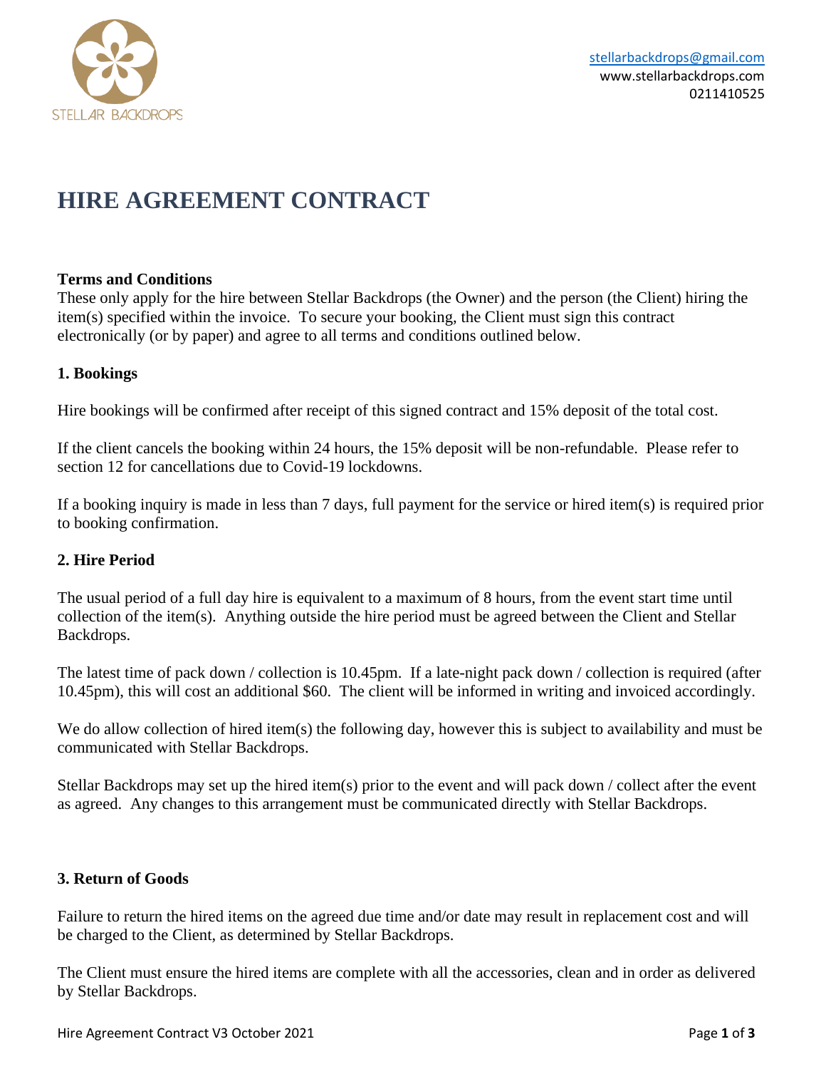STELLAR BACKDROPS

stellarbackdrops@gmail.com
www.stellarbackdrops.com
0211410525

# HIRE AGREEMENT CONTRACT

**Terms and Conditions**
These only apply for the hire between Stellar Backdrops (the Owner) and the person (the Client) hiring the item(s) specified within the invoice. To secure your booking, the Client must sign this contract electronically (or by paper) and agree to all terms and conditions outlined below.

### 1. Bookings

Hire bookings will be confirmed after receipt of this signed contract and 15% deposit of the total cost.

If the client cancels the booking within 24 hours, the 15% deposit will be non-refundable. Please refer to section 12 for cancellations due to Covid-19 lockdowns.

If a booking inquiry is made in less than 7 days, full payment for the service or hired item(s) is required prior to booking confirmation.

### 2. Hire Period

The usual period of a full day hire is equivalent to a maximum of 8 hours, from the event start time until collection of the item(s). Anything outside the hire period must be agreed between the Client and Stellar Backdrops.

The latest time of pack down / collection is 10.45pm. If a late-night pack down / collection is required (after 10.45pm), this will cost an additional $60. The client will be informed in writing and invoiced accordingly.

We do allow collection of hired item(s) the following day, however this is subject to availability and must be communicated with Stellar Backdrops.

Stellar Backdrops may set up the hired item(s) prior to the event and will pack down / collect after the event as agreed. Any changes to this arrangement must be communicated directly with Stellar Backdrops.

### 3. Return of Goods

Failure to return the hired items on the agreed due time and/or date may result in replacement cost and will be charged to the Client, as determined by Stellar Backdrops.

The Client must ensure the hired items are complete with all the accessories, clean and in order as delivered by Stellar Backdrops.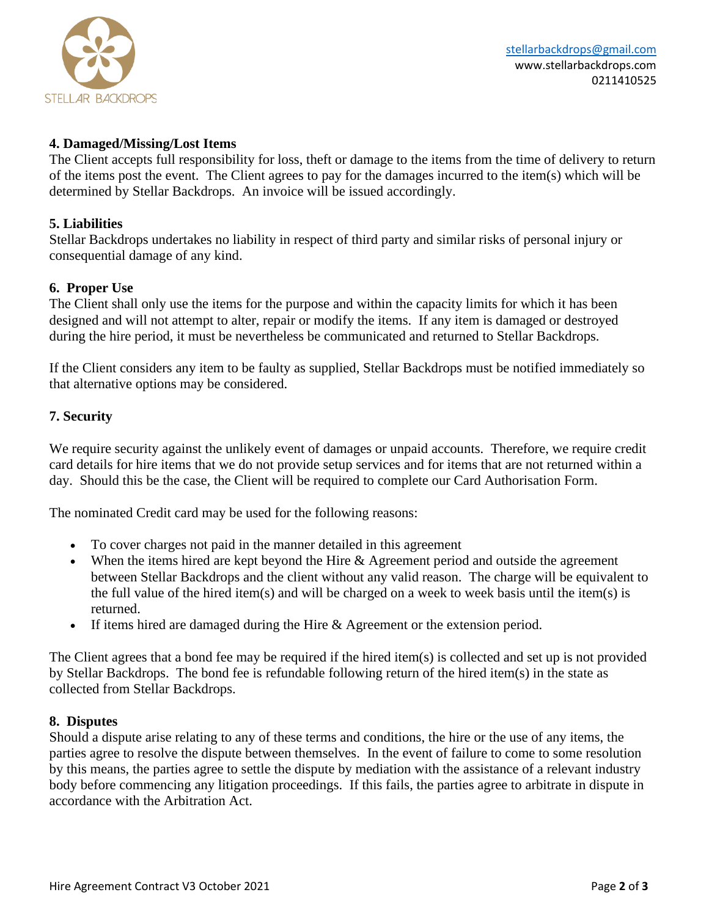#### 4. Damaged/Missing/Lost Items

The Client accepts full responsibility for loss, theft or damage to the items from the time of delivery to return of the items post the event. The Client agrees to pay for the damages incurred to the item(s) which will be determined by Stellar Backdrops. An invoice will be issued accordingly.

#### 5. Liabilities

Stellar Backdrops undertakes no liability in respect of third party and similar risks of personal injury or consequential damage of any kind.

#### 6. Proper Use

The Client shall only use the items for the purpose and within the capacity limits for which it has been designed and will not attempt to alter, repair or modify the items. If any item is damaged or destroyed during the hire period, it must be nevertheless be communicated and returned to Stellar Backdrops.

If the Client considers any item to be faulty as supplied, Stellar Backdrops must be notified immediately so that alternative options may be considered.

#### 7. Security

We require security against the unlikely event of damages or unpaid accounts. Therefore, we require credit card details for hire items that we do not provide setup services and for items that are not returned within a day. Should this be the case, the Client will be required to complete our Card Authorisation Form.

The nominated Credit card may be used for the following reasons:

- To cover charges not paid in the manner detailed in this agreement
- When the items hired are kept beyond the Hire & Agreement period and outside the agreement between Stellar Backdrops and the client without any valid reason. The charge will be equivalent to the full value of the hired item(s) and will be charged on a week to week basis until the item(s) is returned.
- If items hired are damaged during the Hire & Agreement or the extension period.

The Client agrees that a bond fee may be required if the hired item(s) is collected and set up is not provided by Stellar Backdrops. The bond fee is refundable following return of the hired item(s) in the state as collected from Stellar Backdrops.

#### 8. Disputes

Should a dispute arise relating to any of these terms and conditions, the hire or the use of any items, the parties agree to resolve the dispute between themselves. In the event of failure to come to some resolution by this means, the parties agree to settle the dispute by mediation with the assistance of a relevant industry body before commencing any litigation proceedings. If this fails, the parties agree to arbitrate in dispute in accordance with the Arbitration Act.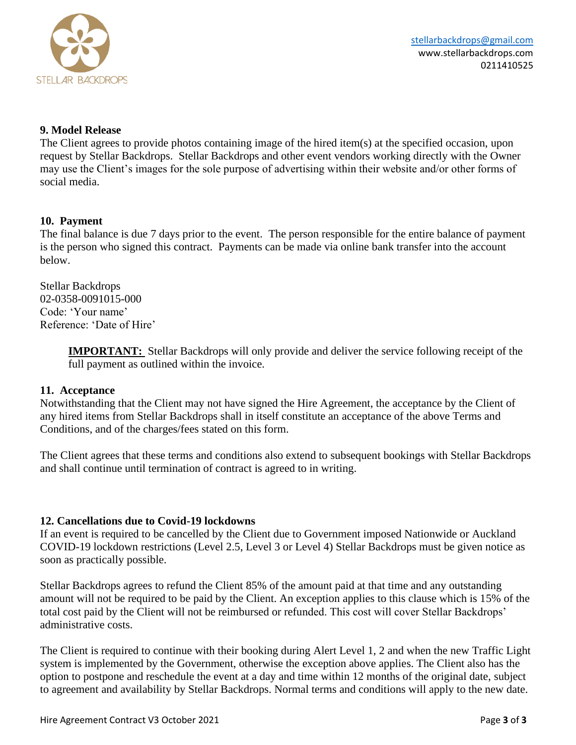STELLAR BACKDROPS

stellarbackdrops@gmail.com
www.stellarbackdrops.com
0211410525

**9. Model Release**

The Client agrees to provide photos containing image of the hired item(s) at the specified occasion, upon request by Stellar Backdrops. Stellar Backdrops and other event vendors working directly with the Owner may use the Client's images for the sole purpose of advertising within their website and/or other forms of social media.

**10. Payment**

The final balance is due 7 days prior to the event. The person responsible for the entire balance of payment is the person who signed this contract. Payments can be made via online bank transfer into the account below.

Stellar Backdrops
02-0358-0091015-000
Code: 'Your name'
Reference: 'Date of Hire'

> **IMPORTANT:** Stellar Backdrops will only provide and deliver the service following receipt of the full payment as outlined within the invoice.

**11. Acceptance**

Notwithstanding that the Client may not have signed the Hire Agreement, the acceptance by the Client of any hired items from Stellar Backdrops shall in itself constitute an acceptance of the above Terms and Conditions, and of the charges/fees stated on this form.

The Client agrees that these terms and conditions also extend to subsequent bookings with Stellar Backdrops and shall continue until termination of contract is agreed to in writing.

**12. Cancellations due to Covid-19 lockdowns**

If an event is required to be cancelled by the Client due to Government imposed Nationwide or Auckland COVID-19 lockdown restrictions (Level 2.5, Level 3 or Level 4) Stellar Backdrops must be given notice as soon as practically possible.

Stellar Backdrops agrees to refund the Client 85% of the amount paid at that time and any outstanding amount will not be required to be paid by the Client. An exception applies to this clause which is 15% of the total cost paid by the Client will not be reimbursed or refunded. This cost will cover Stellar Backdrops' administrative costs.

The Client is required to continue with their booking during Alert Level 1, 2 and when the new Traffic Light system is implemented by the Government, otherwise the exception above applies. The Client also has the option to postpone and reschedule the event at a day and time within 12 months of the original date, subject to agreement and availability by Stellar Backdrops. Normal terms and conditions will apply to the new date.

Hire Agreement Contract V3 October 2021